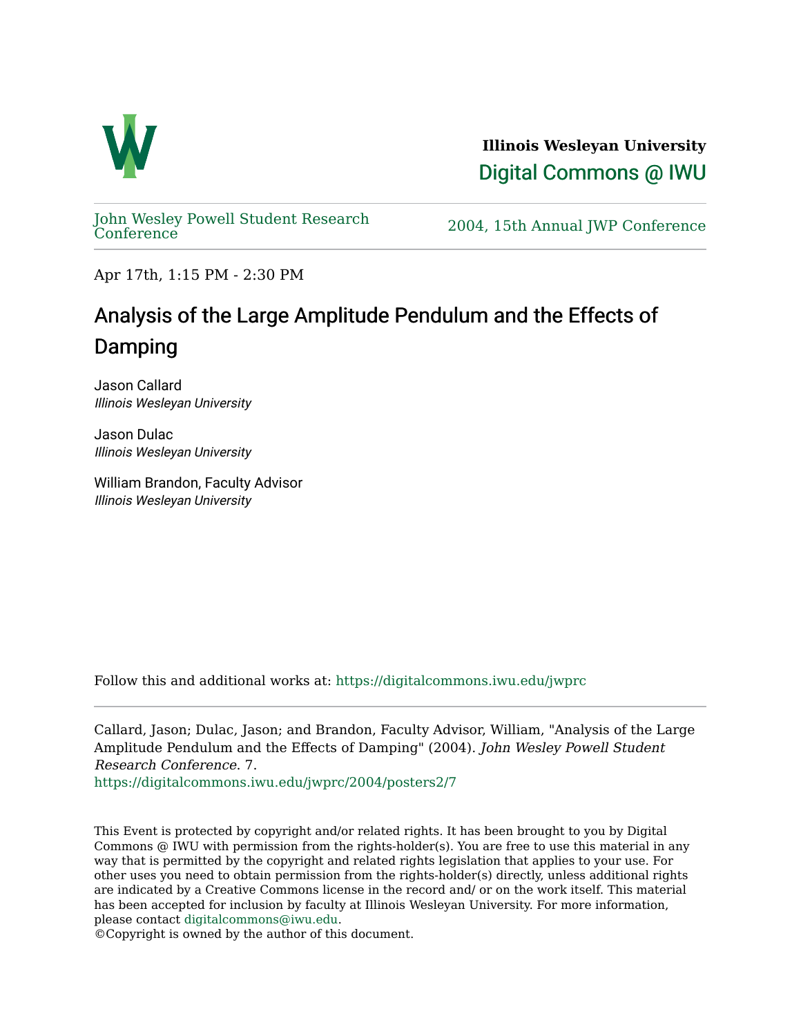**Illinois Wesleyan University**

Digital Commons @ IWU

John Wesley Powell Student Research Conference

2004, 15th Annual JWP Conference

Apr 17th, 1:15 PM - 2:30 PM

# Analysis of the Large Amplitude Pendulum and the Effects of Damping

Jason Callard
*Illinois Wesleyan University*

Jason Dulac
*Illinois Wesleyan University*

William Brandon, Faculty Advisor
*Illinois Wesleyan University*

Follow this and additional works at: https://digitalcommons.iwu.edu/jwprc

Callard, Jason; Dulac, Jason; and Brandon, Faculty Advisor, William, "Analysis of the Large Amplitude Pendulum and the Effects of Damping" (2004). *John Wesley Powell Student Research Conference*. 7.
https://digitalcommons.iwu.edu/jwprc/2004/posters2/7

This Event is protected by copyright and/or related rights. It has been brought to you by Digital Commons @ IWU with permission from the rights-holder(s). You are free to use this material in any way that is permitted by the copyright and related rights legislation that applies to your use. For other uses you need to obtain permission from the rights-holder(s) directly, unless additional rights are indicated by a Creative Commons license in the record and/ or on the work itself. This material has been accepted for inclusion by faculty at Illinois Wesleyan University. For more information, please contact digitalcommons@iwu.edu.
©Copyright is owned by the author of this document.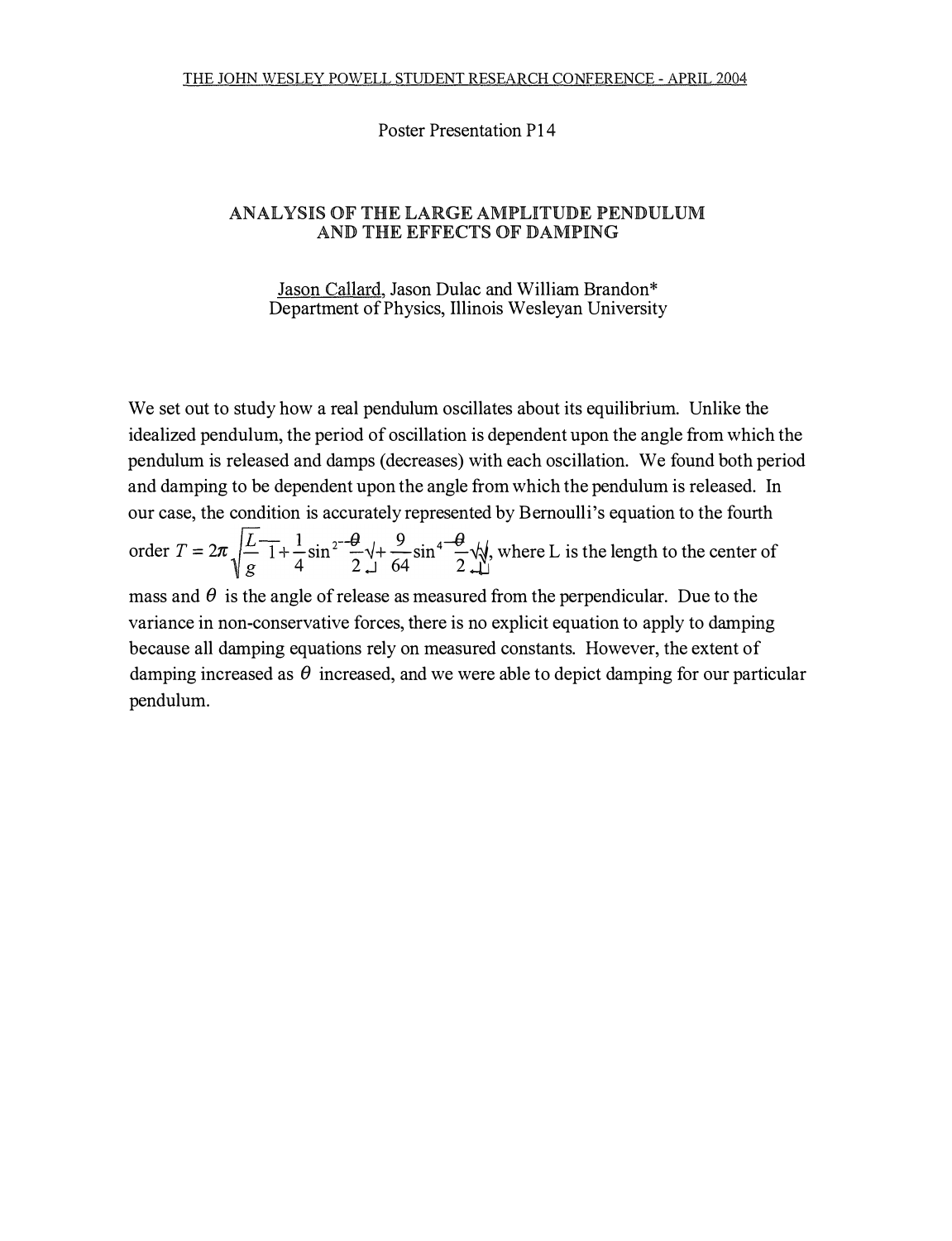Poster Presentation P14

## ANALYSIS OF THE LARGE AMPLITUDE PENDULUM AND THE EFFECTS OF DAMPING

Jason Callard, Jason Dulac and William Brandon*
Department of Physics, Illinois Wesleyan University

We set out to study how a real pendulum oscillates about its equilibrium. Unlike the idealized pendulum, the period of oscillation is dependent upon the angle from which the pendulum is released and damps (decreases) with each oscillation. We found both period and damping to be dependent upon the angle from which the pendulum is released. In our case, the condition is accurately represented by Bernoulli's equation to the fourth order $T = 2\pi\sqrt{\frac{L}{g}}\left(1 + \frac{1}{4}\sin^2\left(\frac{\theta}{2}\right) + \frac{9}{64}\sin^4\left(\frac{\theta}{2}\right)\right)$, where L is the length to the center of mass and $\theta$ is the angle of release as measured from the perpendicular. Due to the variance in non-conservative forces, there is no explicit equation to apply to damping because all damping equations rely on measured constants. However, the extent of damping increased as $\theta$ increased, and we were able to depict damping for our particular pendulum.